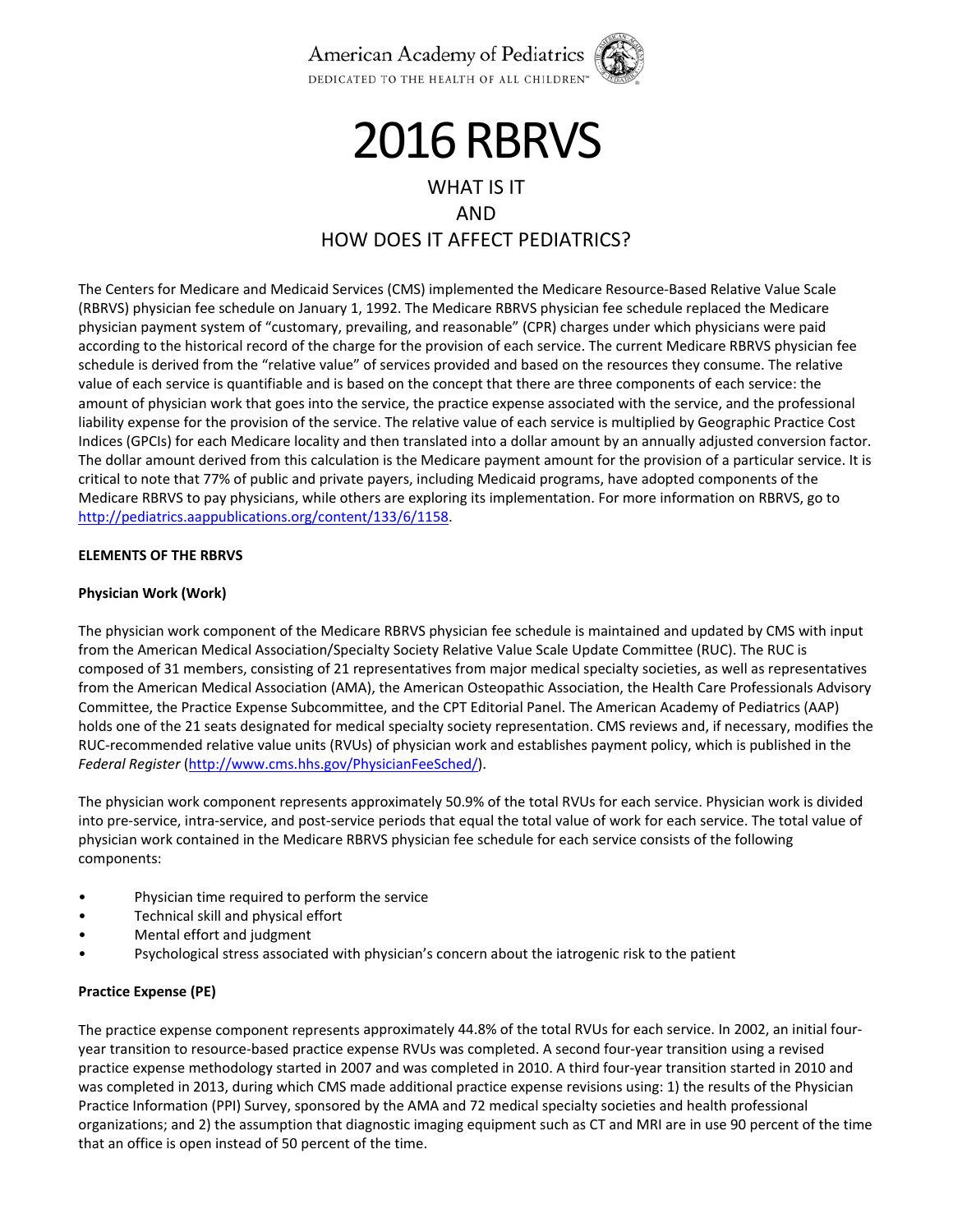American Academy of Pediatrics

DEDICATED TO THE HEALTH OF ALL CHILDREN™

# 2016 RBRVS

## WHAT IS IT
## AND
## HOW DOES IT AFFECT PEDIATRICS?

The Centers for Medicare and Medicaid Services (CMS) implemented the Medicare Resource-Based Relative Value Scale (RBRVS) physician fee schedule on January 1, 1992. The Medicare RBRVS physician fee schedule replaced the Medicare physician payment system of "customary, prevailing, and reasonable" (CPR) charges under which physicians were paid according to the historical record of the charge for the provision of each service. The current Medicare RBRVS physician fee schedule is derived from the "relative value" of services provided and based on the resources they consume. The relative value of each service is quantifiable and is based on the concept that there are three components of each service: the amount of physician work that goes into the service, the practice expense associated with the service, and the professional liability expense for the provision of the service. The relative value of each service is multiplied by Geographic Practice Cost Indices (GPCIs) for each Medicare locality and then translated into a dollar amount by an annually adjusted conversion factor. The dollar amount derived from this calculation is the Medicare payment amount for the provision of a particular service. It is critical to note that 77% of public and private payers, including Medicaid programs, have adopted components of the Medicare RBRVS to pay physicians, while others are exploring its implementation. For more information on RBRVS, go to http://pediatrics.aappublications.org/content/133/6/1158.

**ELEMENTS OF THE RBRVS**

**Physician Work (Work)**

The physician work component of the Medicare RBRVS physician fee schedule is maintained and updated by CMS with input from the American Medical Association/Specialty Society Relative Value Scale Update Committee (RUC). The RUC is composed of 31 members, consisting of 21 representatives from major medical specialty societies, as well as representatives from the American Medical Association (AMA), the American Osteopathic Association, the Health Care Professionals Advisory Committee, the Practice Expense Subcommittee, and the CPT Editorial Panel. The American Academy of Pediatrics (AAP) holds one of the 21 seats designated for medical specialty society representation. CMS reviews and, if necessary, modifies the RUC-recommended relative value units (RVUs) of physician work and establishes payment policy, which is published in the *Federal Register* (http://www.cms.hhs.gov/PhysicianFeeSched/).

The physician work component represents approximately 50.9% of the total RVUs for each service. Physician work is divided into pre-service, intra-service, and post-service periods that equal the total value of work for each service. The total value of physician work contained in the Medicare RBRVS physician fee schedule for each service consists of the following components:

- Physician time required to perform the service
- Technical skill and physical effort
- Mental effort and judgment
- Psychological stress associated with physician's concern about the iatrogenic risk to the patient

**Practice Expense (PE)**

The practice expense component represents approximately 44.8% of the total RVUs for each service. In 2002, an initial four-year transition to resource-based practice expense RVUs was completed. A second four-year transition using a revised practice expense methodology started in 2007 and was completed in 2010. A third four-year transition started in 2010 and was completed in 2013, during which CMS made additional practice expense revisions using: 1) the results of the Physician Practice Information (PPI) Survey, sponsored by the AMA and 72 medical specialty societies and health professional organizations; and 2) the assumption that diagnostic imaging equipment such as CT and MRI are in use 90 percent of the time that an office is open instead of 50 percent of the time.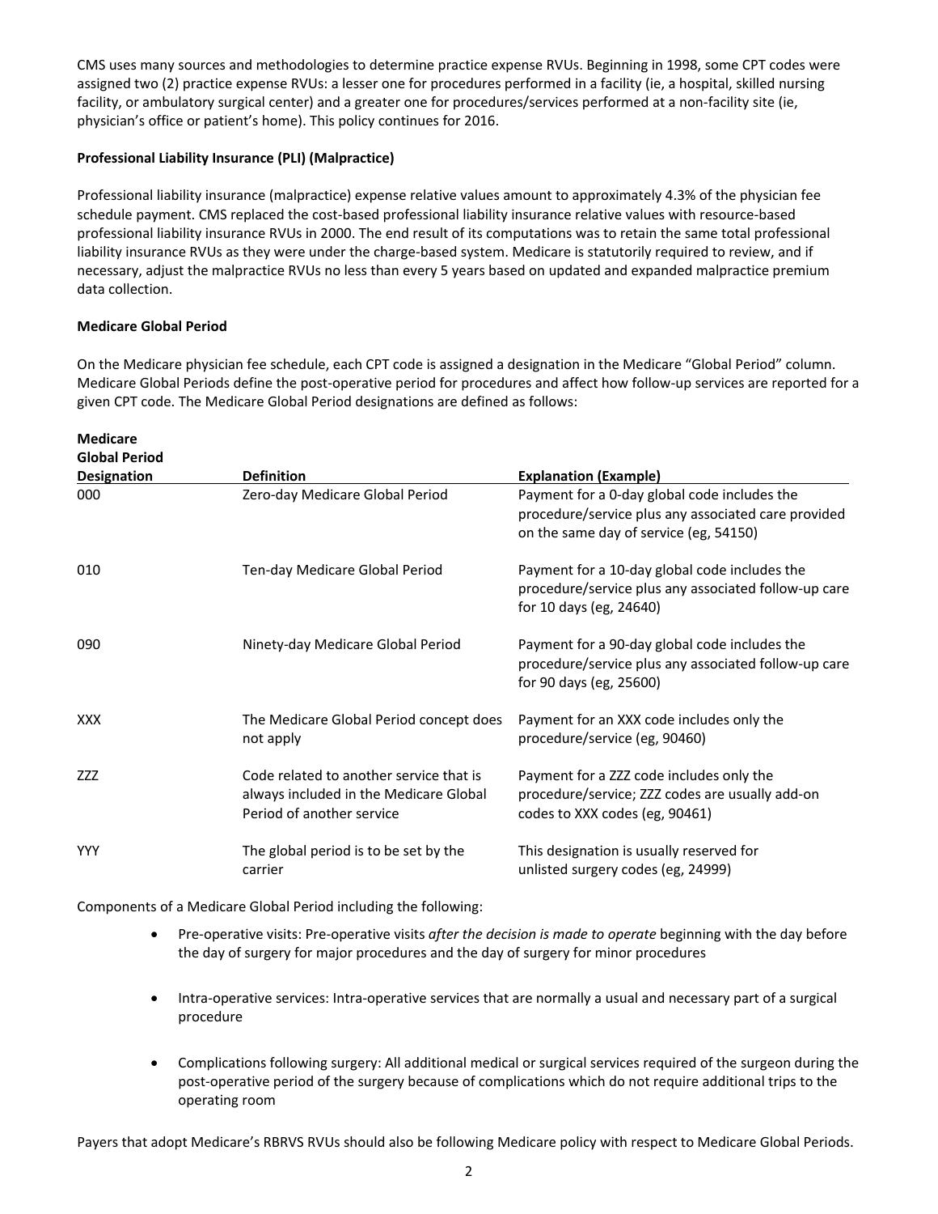CMS uses many sources and methodologies to determine practice expense RVUs. Beginning in 1998, some CPT codes were assigned two (2) practice expense RVUs: a lesser one for procedures performed in a facility (ie, a hospital, skilled nursing facility, or ambulatory surgical center) and a greater one for procedures/services performed at a non-facility site (ie, physician's office or patient's home). This policy continues for 2016.

**Professional Liability Insurance (PLI) (Malpractice)**

Professional liability insurance (malpractice) expense relative values amount to approximately 4.3% of the physician fee schedule payment. CMS replaced the cost-based professional liability insurance relative values with resource-based professional liability insurance RVUs in 2000. The end result of its computations was to retain the same total professional liability insurance RVUs as they were under the charge-based system. Medicare is statutorily required to review, and if necessary, adjust the malpractice RVUs no less than every 5 years based on updated and expanded malpractice premium data collection.

**Medicare Global Period**

On the Medicare physician fee schedule, each CPT code is assigned a designation in the Medicare "Global Period" column. Medicare Global Periods define the post-operative period for procedures and affect how follow-up services are reported for a given CPT code. The Medicare Global Period designations are defined as follows:

| Medicare Global Period Designation | Definition | Explanation (Example) |
|---|---|---|
| 000 | Zero-day Medicare Global Period | Payment for a 0-day global code includes the procedure/service plus any associated care provided on the same day of service (eg, 54150) |
| 010 | Ten-day Medicare Global Period | Payment for a 10-day global code includes the procedure/service plus any associated follow-up care for 10 days (eg, 24640) |
| 090 | Ninety-day Medicare Global Period | Payment for a 90-day global code includes the procedure/service plus any associated follow-up care for 90 days (eg, 25600) |
| XXX | The Medicare Global Period concept does not apply | Payment for an XXX code includes only the procedure/service (eg, 90460) |
| ZZZ | Code related to another service that is always included in the Medicare Global Period of another service | Payment for a ZZZ code includes only the procedure/service; ZZZ codes are usually add-on codes to XXX codes (eg, 90461) |
| YYY | The global period is to be set by the carrier | This designation is usually reserved for unlisted surgery codes (eg, 24999) |

Components of a Medicare Global Period including the following:

- Pre-operative visits: Pre-operative visits *after the decision is made to operate* beginning with the day before the day of surgery for major procedures and the day of surgery for minor procedures
- Intra-operative services: Intra-operative services that are normally a usual and necessary part of a surgical procedure
- Complications following surgery: All additional medical or surgical services required of the surgeon during the post-operative period of the surgery because of complications which do not require additional trips to the operating room

Payers that adopt Medicare's RBRVS RVUs should also be following Medicare policy with respect to Medicare Global Periods.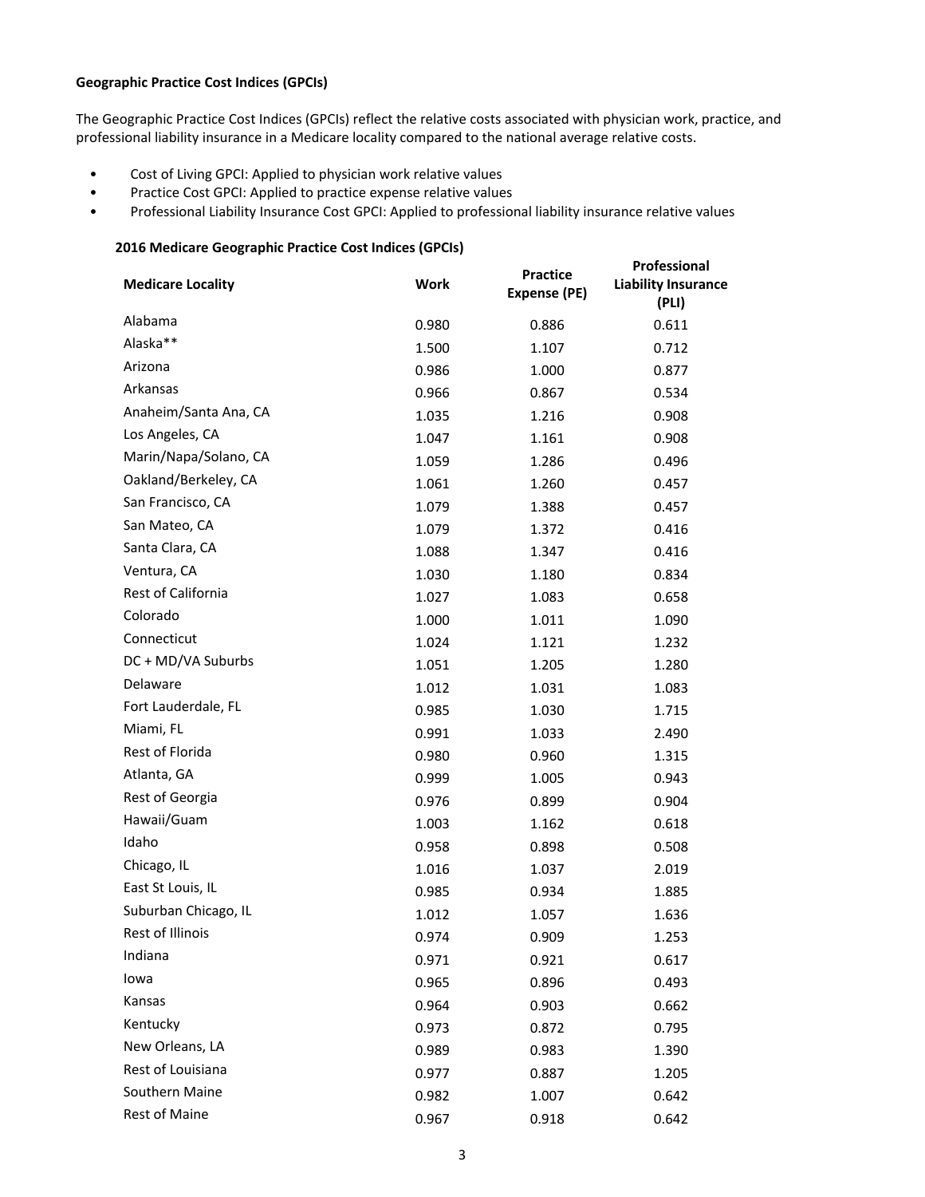**Geographic Practice Cost Indices (GPCIs)**

The Geographic Practice Cost Indices (GPCIs) reflect the relative costs associated with physician work, practice, and professional liability insurance in a Medicare locality compared to the national average relative costs.

- Cost of Living GPCI: Applied to physician work relative values
- Practice Cost GPCI: Applied to practice expense relative values
- Professional Liability Insurance Cost GPCI: Applied to professional liability insurance relative values

**2016 Medicare Geographic Practice Cost Indices (GPCIs)**

| Medicare Locality | Work | Practice Expense (PE) | Professional Liability Insurance (PLI) |
|---|---|---|---|
| Alabama | 0.980 | 0.886 | 0.611 |
| Alaska** | 1.500 | 1.107 | 0.712 |
| Arizona | 0.986 | 1.000 | 0.877 |
| Arkansas | 0.966 | 0.867 | 0.534 |
| Anaheim/Santa Ana, CA | 1.035 | 1.216 | 0.908 |
| Los Angeles, CA | 1.047 | 1.161 | 0.908 |
| Marin/Napa/Solano, CA | 1.059 | 1.286 | 0.496 |
| Oakland/Berkeley, CA | 1.061 | 1.260 | 0.457 |
| San Francisco, CA | 1.079 | 1.388 | 0.457 |
| San Mateo, CA | 1.079 | 1.372 | 0.416 |
| Santa Clara, CA | 1.088 | 1.347 | 0.416 |
| Ventura, CA | 1.030 | 1.180 | 0.834 |
| Rest of California | 1.027 | 1.083 | 0.658 |
| Colorado | 1.000 | 1.011 | 1.090 |
| Connecticut | 1.024 | 1.121 | 1.232 |
| DC + MD/VA Suburbs | 1.051 | 1.205 | 1.280 |
| Delaware | 1.012 | 1.031 | 1.083 |
| Fort Lauderdale, FL | 0.985 | 1.030 | 1.715 |
| Miami, FL | 0.991 | 1.033 | 2.490 |
| Rest of Florida | 0.980 | 0.960 | 1.315 |
| Atlanta, GA | 0.999 | 1.005 | 0.943 |
| Rest of Georgia | 0.976 | 0.899 | 0.904 |
| Hawaii/Guam | 1.003 | 1.162 | 0.618 |
| Idaho | 0.958 | 0.898 | 0.508 |
| Chicago, IL | 1.016 | 1.037 | 2.019 |
| East St Louis, IL | 0.985 | 0.934 | 1.885 |
| Suburban Chicago, IL | 1.012 | 1.057 | 1.636 |
| Rest of Illinois | 0.974 | 0.909 | 1.253 |
| Indiana | 0.971 | 0.921 | 0.617 |
| Iowa | 0.965 | 0.896 | 0.493 |
| Kansas | 0.964 | 0.903 | 0.662 |
| Kentucky | 0.973 | 0.872 | 0.795 |
| New Orleans, LA | 0.989 | 0.983 | 1.390 |
| Rest of Louisiana | 0.977 | 0.887 | 1.205 |
| Southern Maine | 0.982 | 1.007 | 0.642 |
| Rest of Maine | 0.967 | 0.918 | 0.642 |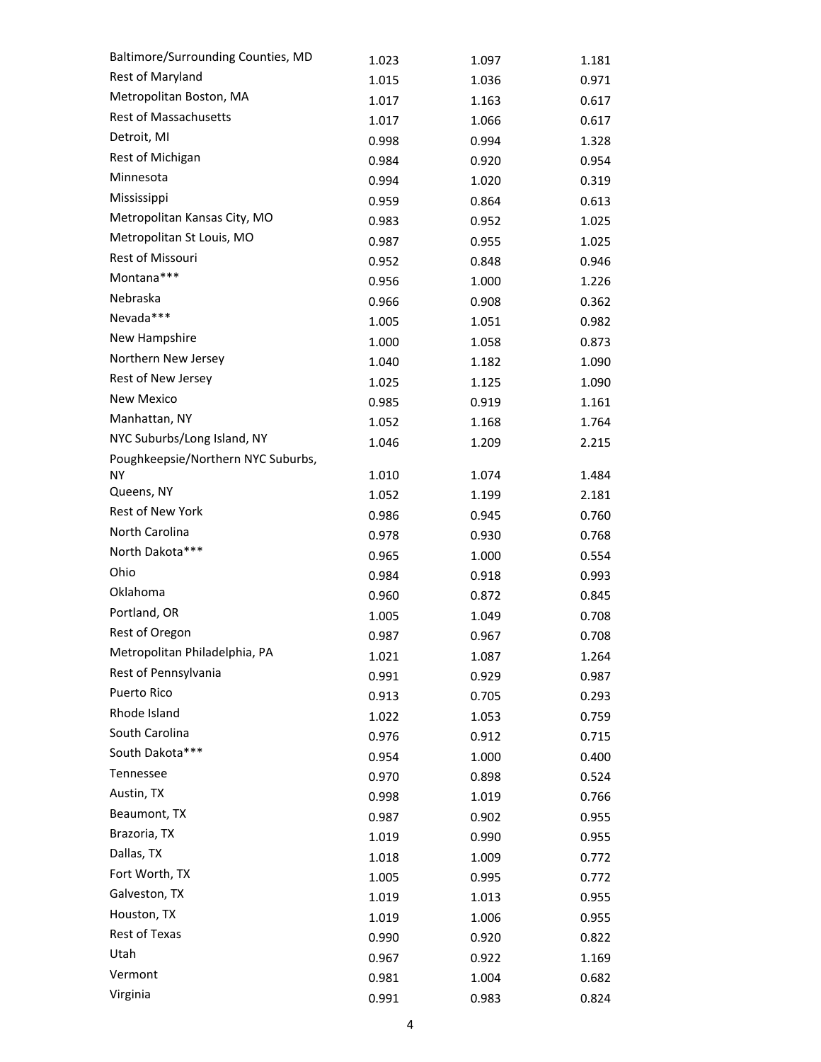| | | | |
|---|---|---|---|
| Baltimore/Surrounding Counties, MD | 1.023 | 1.097 | 1.181 |
| Rest of Maryland | 1.015 | 1.036 | 0.971 |
| Metropolitan Boston, MA | 1.017 | 1.163 | 0.617 |
| Rest of Massachusetts | 1.017 | 1.066 | 0.617 |
| Detroit, MI | 0.998 | 0.994 | 1.328 |
| Rest of Michigan | 0.984 | 0.920 | 0.954 |
| Minnesota | 0.994 | 1.020 | 0.319 |
| Mississippi | 0.959 | 0.864 | 0.613 |
| Metropolitan Kansas City, MO | 0.983 | 0.952 | 1.025 |
| Metropolitan St Louis, MO | 0.987 | 0.955 | 1.025 |
| Rest of Missouri | 0.952 | 0.848 | 0.946 |
| Montana*** | 0.956 | 1.000 | 1.226 |
| Nebraska | 0.966 | 0.908 | 0.362 |
| Nevada*** | 1.005 | 1.051 | 0.982 |
| New Hampshire | 1.000 | 1.058 | 0.873 |
| Northern New Jersey | 1.040 | 1.182 | 1.090 |
| Rest of New Jersey | 1.025 | 1.125 | 1.090 |
| New Mexico | 0.985 | 0.919 | 1.161 |
| Manhattan, NY | 1.052 | 1.168 | 1.764 |
| NYC Suburbs/Long Island, NY | 1.046 | 1.209 | 2.215 |
| Poughkeepsie/Northern NYC Suburbs, NY | 1.010 | 1.074 | 1.484 |
| Queens, NY | 1.052 | 1.199 | 2.181 |
| Rest of New York | 0.986 | 0.945 | 0.760 |
| North Carolina | 0.978 | 0.930 | 0.768 |
| North Dakota*** | 0.965 | 1.000 | 0.554 |
| Ohio | 0.984 | 0.918 | 0.993 |
| Oklahoma | 0.960 | 0.872 | 0.845 |
| Portland, OR | 1.005 | 1.049 | 0.708 |
| Rest of Oregon | 0.987 | 0.967 | 0.708 |
| Metropolitan Philadelphia, PA | 1.021 | 1.087 | 1.264 |
| Rest of Pennsylvania | 0.991 | 0.929 | 0.987 |
| Puerto Rico | 0.913 | 0.705 | 0.293 |
| Rhode Island | 1.022 | 1.053 | 0.759 |
| South Carolina | 0.976 | 0.912 | 0.715 |
| South Dakota*** | 0.954 | 1.000 | 0.400 |
| Tennessee | 0.970 | 0.898 | 0.524 |
| Austin, TX | 0.998 | 1.019 | 0.766 |
| Beaumont, TX | 0.987 | 0.902 | 0.955 |
| Brazoria, TX | 1.019 | 0.990 | 0.955 |
| Dallas, TX | 1.018 | 1.009 | 0.772 |
| Fort Worth, TX | 1.005 | 0.995 | 0.772 |
| Galveston, TX | 1.019 | 1.013 | 0.955 |
| Houston, TX | 1.019 | 1.006 | 0.955 |
| Rest of Texas | 0.990 | 0.920 | 0.822 |
| Utah | 0.967 | 0.922 | 1.169 |
| Vermont | 0.981 | 1.004 | 0.682 |
| Virginia | 0.991 | 0.983 | 0.824 |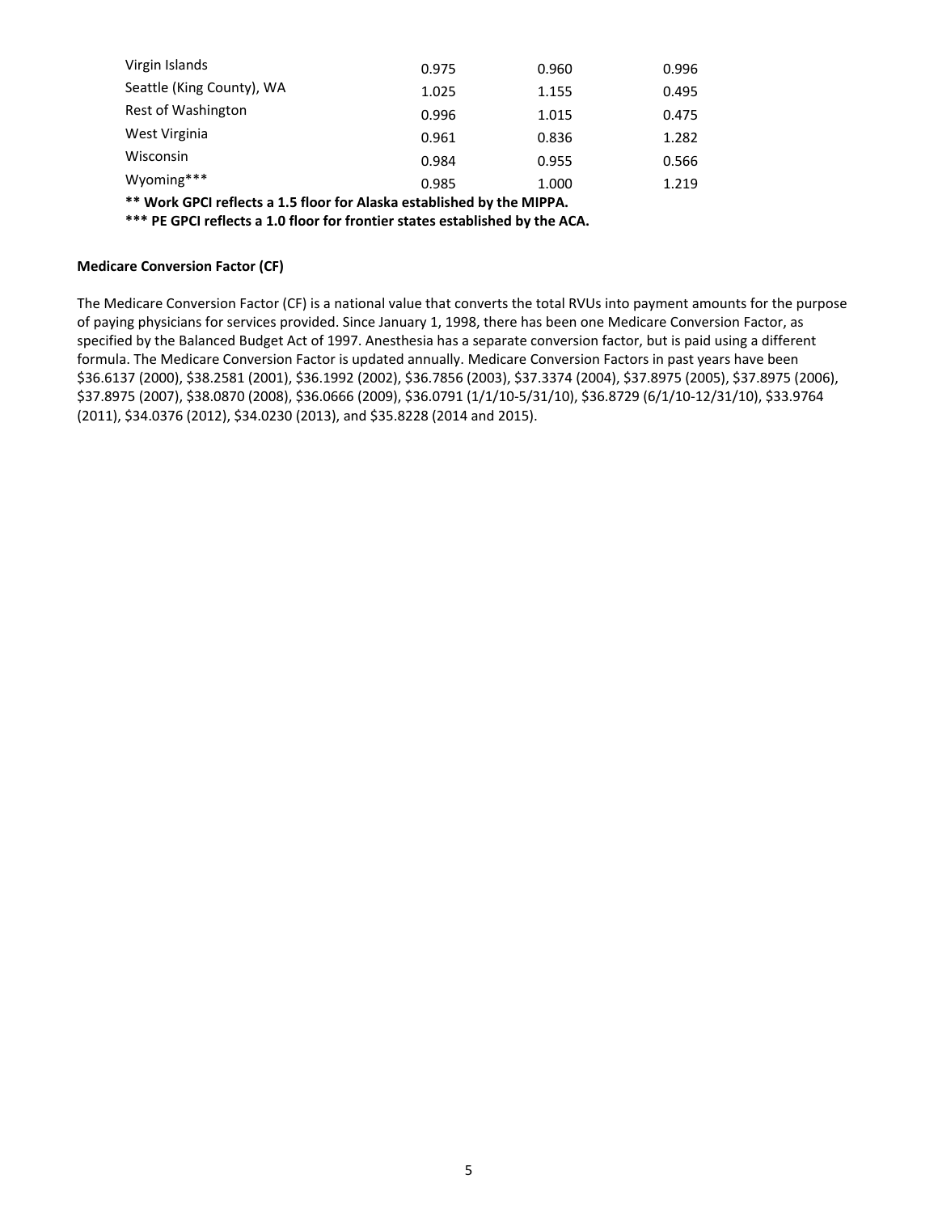| | | | |
|---|---|---|---|
| Virgin Islands | 0.975 | 0.960 | 0.996 |
| Seattle (King County), WA | 1.025 | 1.155 | 0.495 |
| Rest of Washington | 0.996 | 1.015 | 0.475 |
| West Virginia | 0.961 | 0.836 | 1.282 |
| Wisconsin | 0.984 | 0.955 | 0.566 |
| Wyoming*** | 0.985 | 1.000 | 1.219 |

**** Work GPCI reflects a 1.5 floor for Alaska established by the MIPPA.**

****** PE GPCI reflects a 1.0 floor for frontier states established by the ACA.**

**Medicare Conversion Factor (CF)**

The Medicare Conversion Factor (CF) is a national value that converts the total RVUs into payment amounts for the purpose of paying physicians for services provided. Since January 1, 1998, there has been one Medicare Conversion Factor, as specified by the Balanced Budget Act of 1997. Anesthesia has a separate conversion factor, but is paid using a different formula. The Medicare Conversion Factor is updated annually. Medicare Conversion Factors in past years have been \$36.6137 (2000), \$38.2581 (2001), \$36.1992 (2002), \$36.7856 (2003), \$37.3374 (2004), \$37.8975 (2005), \$37.8975 (2006), \$37.8975 (2007), \$38.0870 (2008), \$36.0666 (2009), \$36.0791 (1/1/10-5/31/10), \$36.8729 (6/1/10-12/31/10), \$33.9764 (2011), \$34.0376 (2012), \$34.0230 (2013), and \$35.8228 (2014 and 2015).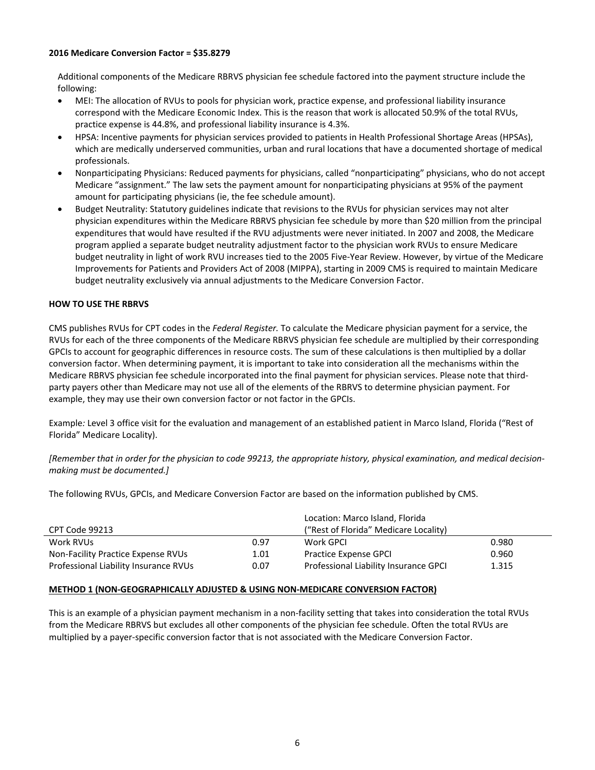**2016 Medicare Conversion Factor = $35.8279**

Additional components of the Medicare RBRVS physician fee schedule factored into the payment structure include the following:

- MEI: The allocation of RVUs to pools for physician work, practice expense, and professional liability insurance correspond with the Medicare Economic Index. This is the reason that work is allocated 50.9% of the total RVUs, practice expense is 44.8%, and professional liability insurance is 4.3%.
- HPSA: Incentive payments for physician services provided to patients in Health Professional Shortage Areas (HPSAs), which are medically underserved communities, urban and rural locations that have a documented shortage of medical professionals.
- Nonparticipating Physicians: Reduced payments for physicians, called "nonparticipating" physicians, who do not accept Medicare "assignment." The law sets the payment amount for nonparticipating physicians at 95% of the payment amount for participating physicians (ie, the fee schedule amount).
- Budget Neutrality: Statutory guidelines indicate that revisions to the RVUs for physician services may not alter physician expenditures within the Medicare RBRVS physician fee schedule by more than $20 million from the principal expenditures that would have resulted if the RVU adjustments were never initiated. In 2007 and 2008, the Medicare program applied a separate budget neutrality adjustment factor to the physician work RVUs to ensure Medicare budget neutrality in light of work RVU increases tied to the 2005 Five-Year Review. However, by virtue of the Medicare Improvements for Patients and Providers Act of 2008 (MIPPA), starting in 2009 CMS is required to maintain Medicare budget neutrality exclusively via annual adjustments to the Medicare Conversion Factor.

**HOW TO USE THE RBRVS**

CMS publishes RVUs for CPT codes in the *Federal Register.* To calculate the Medicare physician payment for a service, the RVUs for each of the three components of the Medicare RBRVS physician fee schedule are multiplied by their corresponding GPCIs to account for geographic differences in resource costs. The sum of these calculations is then multiplied by a dollar conversion factor. When determining payment, it is important to take into consideration all the mechanisms within the Medicare RBRVS physician fee schedule incorporated into the final payment for physician services. Please note that third-party payers other than Medicare may not use all of the elements of the RBRVS to determine physician payment. For example, they may use their own conversion factor or not factor in the GPCIs.

Example*:* Level 3 office visit for the evaluation and management of an established patient in Marco Island, Florida ("Rest of Florida" Medicare Locality).

*[Remember that in order for the physician to code 99213, the appropriate history, physical examination, and medical decision-making must be documented.]*

The following RVUs, GPCIs, and Medicare Conversion Factor are based on the information published by CMS.

| CPT Code 99213 | | Location: Marco Island, Florida ("Rest of Florida" Medicare Locality) | |
|---|---|---|---|
| Work RVUs | 0.97 | Work GPCI | 0.980 |
| Non-Facility Practice Expense RVUs | 1.01 | Practice Expense GPCI | 0.960 |
| Professional Liability Insurance RVUs | 0.07 | Professional Liability Insurance GPCI | 1.315 |

**METHOD 1 (NON-GEOGRAPHICALLY ADJUSTED & USING NON-MEDICARE CONVERSION FACTOR)**

This is an example of a physician payment mechanism in a non-facility setting that takes into consideration the total RVUs from the Medicare RBRVS but excludes all other components of the physician fee schedule. Often the total RVUs are multiplied by a payer-specific conversion factor that is not associated with the Medicare Conversion Factor.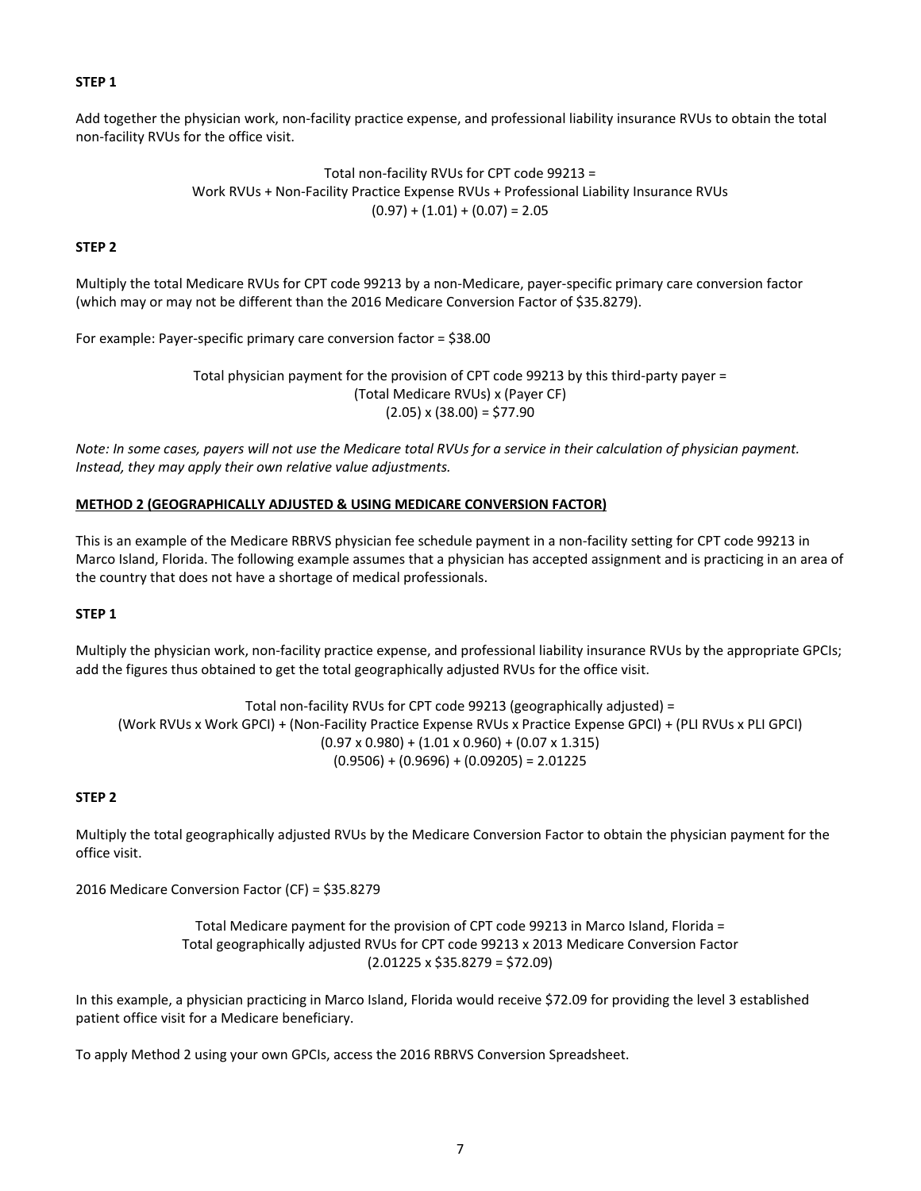**STEP 1**

Add together the physician work, non-facility practice expense, and professional liability insurance RVUs to obtain the total non-facility RVUs for the office visit.

Total non-facility RVUs for CPT code 99213 =
Work RVUs + Non-Facility Practice Expense RVUs + Professional Liability Insurance RVUs
$(0.97) + (1.01) + (0.07) = 2.05$

**STEP 2**

Multiply the total Medicare RVUs for CPT code 99213 by a non-Medicare, payer-specific primary care conversion factor (which may or may not be different than the 2016 Medicare Conversion Factor of $35.8279).

For example: Payer-specific primary care conversion factor = $38.00

Total physician payment for the provision of CPT code 99213 by this third-party payer =
(Total Medicare RVUs) x (Payer CF)
(2.05) x (38.00) = $77.90

*Note: In some cases, payers will not use the Medicare total RVUs for a service in their calculation of physician payment. Instead, they may apply their own relative value adjustments.*

## METHOD 2 (GEOGRAPHICALLY ADJUSTED & USING MEDICARE CONVERSION FACTOR)

This is an example of the Medicare RBRVS physician fee schedule payment in a non-facility setting for CPT code 99213 in Marco Island, Florida. The following example assumes that a physician has accepted assignment and is practicing in an area of the country that does not have a shortage of medical professionals.

**STEP 1**

Multiply the physician work, non-facility practice expense, and professional liability insurance RVUs by the appropriate GPCIs; add the figures thus obtained to get the total geographically adjusted RVUs for the office visit.

Total non-facility RVUs for CPT code 99213 (geographically adjusted) =
(Work RVUs x Work GPCI) + (Non-Facility Practice Expense RVUs x Practice Expense GPCI) + (PLI RVUs x PLI GPCI)
$(0.97 \times 0.980) + (1.01 \times 0.960) + (0.07 \times 1.315)$
$(0.9506) + (0.9696) + (0.09205) = 2.01225$

**STEP 2**

Multiply the total geographically adjusted RVUs by the Medicare Conversion Factor to obtain the physician payment for the office visit.

2016 Medicare Conversion Factor (CF) = $35.8279

Total Medicare payment for the provision of CPT code 99213 in Marco Island, Florida =
Total geographically adjusted RVUs for CPT code 99213 x 2013 Medicare Conversion Factor
(2.01225 x $35.8279 = $72.09)

In this example, a physician practicing in Marco Island, Florida would receive $72.09 for providing the level 3 established patient office visit for a Medicare beneficiary.

To apply Method 2 using your own GPCIs, access the 2016 RBRVS Conversion Spreadsheet.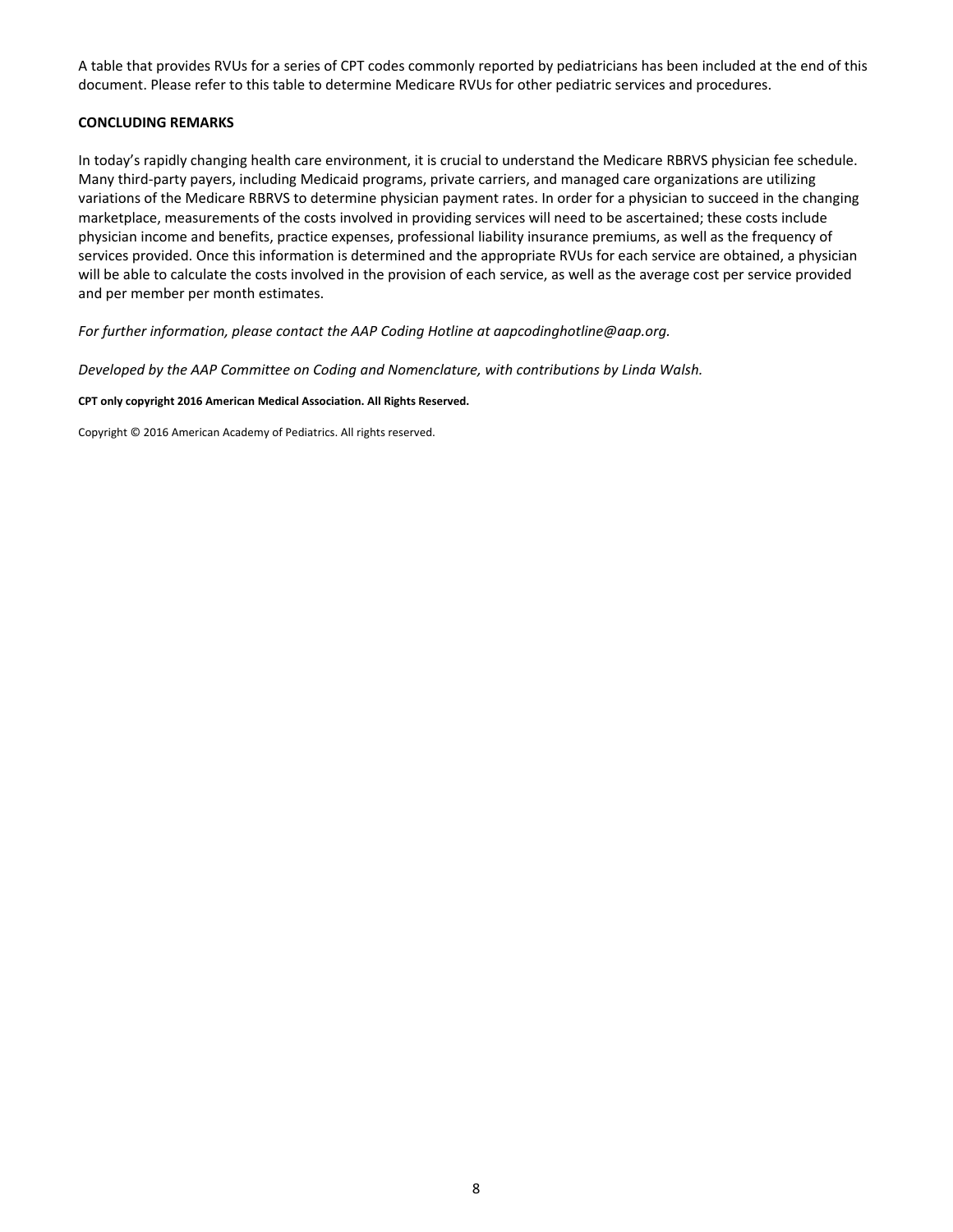A table that provides RVUs for a series of CPT codes commonly reported by pediatricians has been included at the end of this document. Please refer to this table to determine Medicare RVUs for other pediatric services and procedures.

**CONCLUDING REMARKS**

In today's rapidly changing health care environment, it is crucial to understand the Medicare RBRVS physician fee schedule. Many third-party payers, including Medicaid programs, private carriers, and managed care organizations are utilizing variations of the Medicare RBRVS to determine physician payment rates. In order for a physician to succeed in the changing marketplace, measurements of the costs involved in providing services will need to be ascertained; these costs include physician income and benefits, practice expenses, professional liability insurance premiums, as well as the frequency of services provided. Once this information is determined and the appropriate RVUs for each service are obtained, a physician will be able to calculate the costs involved in the provision of each service, as well as the average cost per service provided and per member per month estimates.

*For further information, please contact the AAP Coding Hotline at aapcodinghotline@aap.org.*

*Developed by the AAP Committee on Coding and Nomenclature, with contributions by Linda Walsh.*

**CPT only copyright 2016 American Medical Association. All Rights Reserved.**

Copyright © 2016 American Academy of Pediatrics. All rights reserved.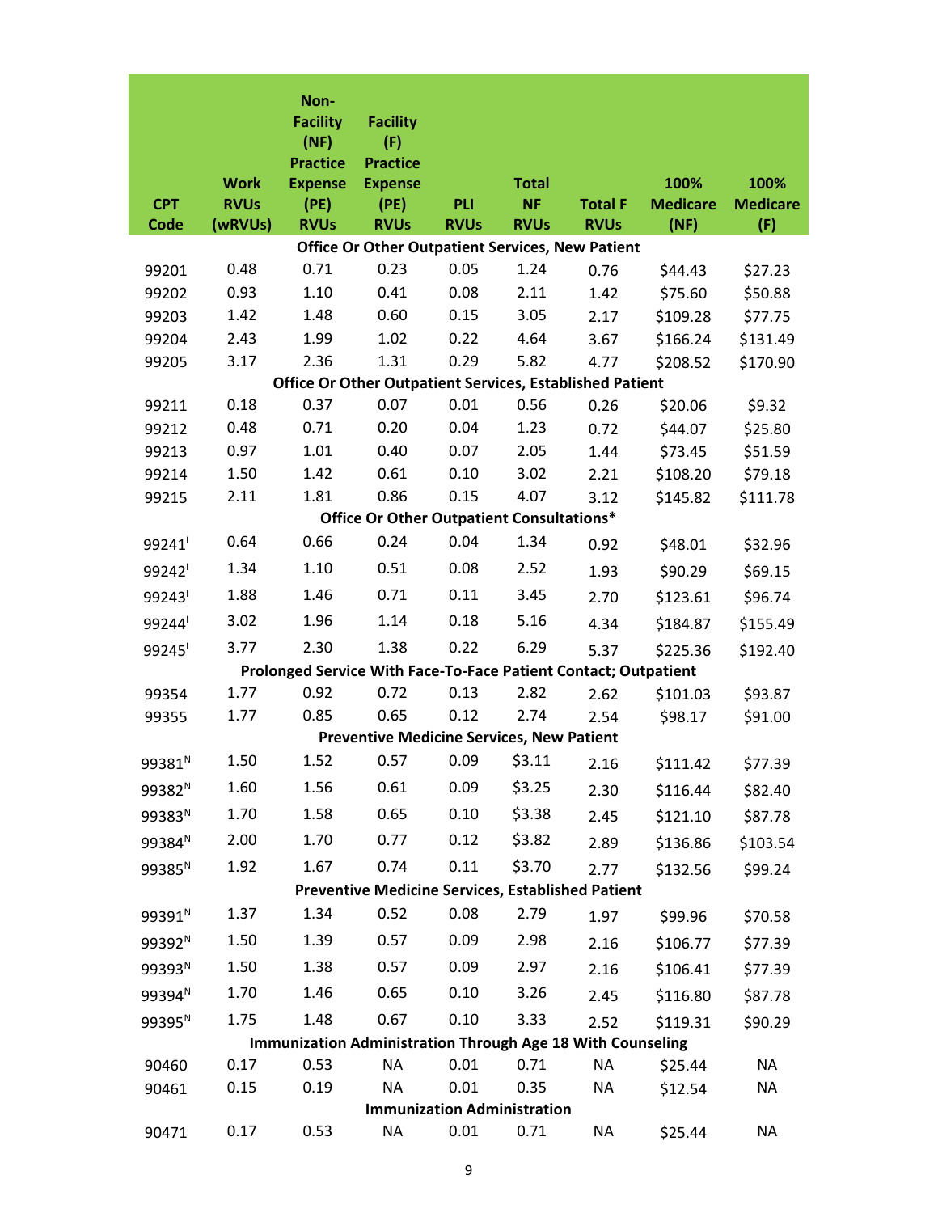| CPT Code | Work RVUs (wRVUs) | Non-Facility (NF) Practice Expense (PE) RVUs | Facility (F) Practice Expense (PE) RVUs | PLI RVUs | Total NF RVUs | Total F RVUs | 100% Medicare (NF) | 100% Medicare (F) |
|---|---|---|---|---|---|---|---|---|
| **Office Or Other Outpatient Services, New Patient** | | | | | | | | |
| 99201 | 0.48 | 0.71 | 0.23 | 0.05 | 1.24 | 0.76 | $44.43 | $27.23 |
| 99202 | 0.93 | 1.10 | 0.41 | 0.08 | 2.11 | 1.42 | $75.60 | $50.88 |
| 99203 | 1.42 | 1.48 | 0.60 | 0.15 | 3.05 | 2.17 | $109.28 | $77.75 |
| 99204 | 2.43 | 1.99 | 1.02 | 0.22 | 4.64 | 3.67 | $166.24 | $131.49 |
| 99205 | 3.17 | 2.36 | 1.31 | 0.29 | 5.82 | 4.77 | $208.52 | $170.90 |
| **Office Or Other Outpatient Services, Established Patient** | | | | | | | | |
| 99211 | 0.18 | 0.37 | 0.07 | 0.01 | 0.56 | 0.26 | $20.06 | $9.32 |
| 99212 | 0.48 | 0.71 | 0.20 | 0.04 | 1.23 | 0.72 | $44.07 | $25.80 |
| 99213 | 0.97 | 1.01 | 0.40 | 0.07 | 2.05 | 1.44 | $73.45 | $51.59 |
| 99214 | 1.50 | 1.42 | 0.61 | 0.10 | 3.02 | 2.21 | $108.20 | $79.18 |
| 99215 | 2.11 | 1.81 | 0.86 | 0.15 | 4.07 | 3.12 | $145.82 | $111.78 |
| **Office Or Other Outpatient Consultations*** | | | | | | | | |
| 99241[I] | 0.64 | 0.66 | 0.24 | 0.04 | 1.34 | 0.92 | $48.01 | $32.96 |
| 99242[I] | 1.34 | 1.10 | 0.51 | 0.08 | 2.52 | 1.93 | $90.29 | $69.15 |
| 99243[I] | 1.88 | 1.46 | 0.71 | 0.11 | 3.45 | 2.70 | $123.61 | $96.74 |
| 99244[I] | 3.02 | 1.96 | 1.14 | 0.18 | 5.16 | 4.34 | $184.87 | $155.49 |
| 99245[I] | 3.77 | 2.30 | 1.38 | 0.22 | 6.29 | 5.37 | $225.36 | $192.40 |
| **Prolonged Service With Face-To-Face Patient Contact; Outpatient** | | | | | | | | |
| 99354 | 1.77 | 0.92 | 0.72 | 0.13 | 2.82 | 2.62 | $101.03 | $93.87 |
| 99355 | 1.77 | 0.85 | 0.65 | 0.12 | 2.74 | 2.54 | $98.17 | $91.00 |
| **Preventive Medicine Services, New Patient** | | | | | | | | |
| 99381[N] | 1.50 | 1.52 | 0.57 | 0.09 | $3.11 | 2.16 | $111.42 | $77.39 |
| 99382[N] | 1.60 | 1.56 | 0.61 | 0.09 | $3.25 | 2.30 | $116.44 | $82.40 |
| 99383[N] | 1.70 | 1.58 | 0.65 | 0.10 | $3.38 | 2.45 | $121.10 | $87.78 |
| 99384[N] | 2.00 | 1.70 | 0.77 | 0.12 | $3.82 | 2.89 | $136.86 | $103.54 |
| 99385[N] | 1.92 | 1.67 | 0.74 | 0.11 | $3.70 | 2.77 | $132.56 | $99.24 |
| **Preventive Medicine Services, Established Patient** | | | | | | | | |
| 99391[N] | 1.37 | 1.34 | 0.52 | 0.08 | 2.79 | 1.97 | $99.96 | $70.58 |
| 99392[N] | 1.50 | 1.39 | 0.57 | 0.09 | 2.98 | 2.16 | $106.77 | $77.39 |
| 99393[N] | 1.50 | 1.38 | 0.57 | 0.09 | 2.97 | 2.16 | $106.41 | $77.39 |
| 99394[N] | 1.70 | 1.46 | 0.65 | 0.10 | 3.26 | 2.45 | $116.80 | $87.78 |
| 99395[N] | 1.75 | 1.48 | 0.67 | 0.10 | 3.33 | 2.52 | $119.31 | $90.29 |
| **Immunization Administration Through Age 18 With Counseling** | | | | | | | | |
| 90460 | 0.17 | 0.53 | NA | 0.01 | 0.71 | NA | $25.44 | NA |
| 90461 | 0.15 | 0.19 | NA | 0.01 | 0.35 | NA | $12.54 | NA |
| **Immunization Administration** | | | | | | | | |
| 90471 | 0.17 | 0.53 | NA | 0.01 | 0.71 | NA | $25.44 | NA |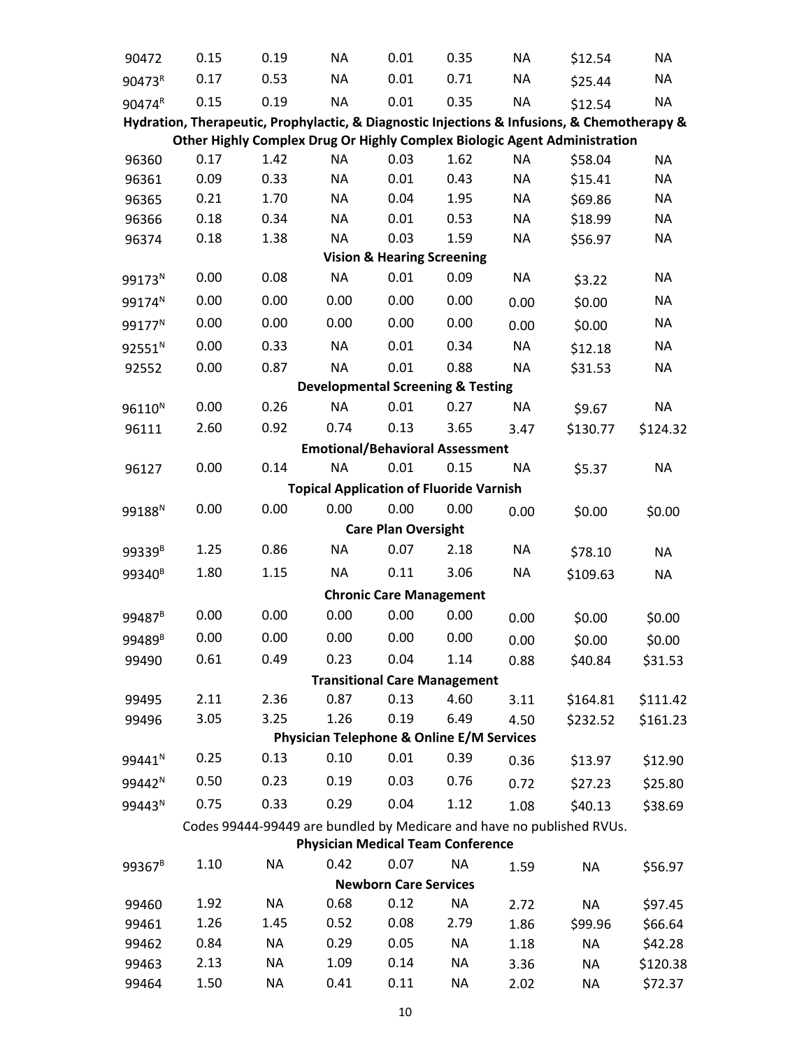| | | | | | | | | |
|---|---|---|---|---|---|---|---|---|
| 90472 | 0.15 | 0.19 | NA | 0.01 | 0.35 | NA | $12.54 | NA |
| 90473[R] | 0.17 | 0.53 | NA | 0.01 | 0.71 | NA | $25.44 | NA |
| 90474[R] | 0.15 | 0.19 | NA | 0.01 | 0.35 | NA | $12.54 | NA |
| **Hydration, Therapeutic, Prophylactic, & Diagnostic Injections & Infusions, & Chemotherapy & Other Highly Complex Drug Or Highly Complex Biologic Agent Administration** | | | | | | | | |
| 96360 | 0.17 | 1.42 | NA | 0.03 | 1.62 | NA | $58.04 | NA |
| 96361 | 0.09 | 0.33 | NA | 0.01 | 0.43 | NA | $15.41 | NA |
| 96365 | 0.21 | 1.70 | NA | 0.04 | 1.95 | NA | $69.86 | NA |
| 96366 | 0.18 | 0.34 | NA | 0.01 | 0.53 | NA | $18.99 | NA |
| 96374 | 0.18 | 1.38 | NA | 0.03 | 1.59 | NA | $56.97 | NA |
| **Vision & Hearing Screening** | | | | | | | | |
| 99173[N] | 0.00 | 0.08 | NA | 0.01 | 0.09 | NA | $3.22 | NA |
| 99174[N] | 0.00 | 0.00 | 0.00 | 0.00 | 0.00 | 0.00 | $0.00 | NA |
| 99177[N] | 0.00 | 0.00 | 0.00 | 0.00 | 0.00 | 0.00 | $0.00 | NA |
| 92551[N] | 0.00 | 0.33 | NA | 0.01 | 0.34 | NA | $12.18 | NA |
| 92552 | 0.00 | 0.87 | NA | 0.01 | 0.88 | NA | $31.53 | NA |
| **Developmental Screening & Testing** | | | | | | | | |
| 96110[N] | 0.00 | 0.26 | NA | 0.01 | 0.27 | NA | $9.67 | NA |
| 96111 | 2.60 | 0.92 | 0.74 | 0.13 | 3.65 | 3.47 | $130.77 | $124.32 |
| **Emotional/Behavioral Assessment** | | | | | | | | |
| 96127 | 0.00 | 0.14 | NA | 0.01 | 0.15 | NA | $5.37 | NA |
| **Topical Application of Fluoride Varnish** | | | | | | | | |
| 99188[N] | 0.00 | 0.00 | 0.00 | 0.00 | 0.00 | 0.00 | $0.00 | $0.00 |
| **Care Plan Oversight** | | | | | | | | |
| 99339[B] | 1.25 | 0.86 | NA | 0.07 | 2.18 | NA | $78.10 | NA |
| 99340[B] | 1.80 | 1.15 | NA | 0.11 | 3.06 | NA | $109.63 | NA |
| **Chronic Care Management** | | | | | | | | |
| 99487[B] | 0.00 | 0.00 | 0.00 | 0.00 | 0.00 | 0.00 | $0.00 | $0.00 |
| 99489[B] | 0.00 | 0.00 | 0.00 | 0.00 | 0.00 | 0.00 | $0.00 | $0.00 |
| 99490 | 0.61 | 0.49 | 0.23 | 0.04 | 1.14 | 0.88 | $40.84 | $31.53 |
| **Transitional Care Management** | | | | | | | | |
| 99495 | 2.11 | 2.36 | 0.87 | 0.13 | 4.60 | 3.11 | $164.81 | $111.42 |
| 99496 | 3.05 | 3.25 | 1.26 | 0.19 | 6.49 | 4.50 | $232.52 | $161.23 |
| **Physician Telephone & Online E/M Services** | | | | | | | | |
| 99441[N] | 0.25 | 0.13 | 0.10 | 0.01 | 0.39 | 0.36 | $13.97 | $12.90 |
| 99442[N] | 0.50 | 0.23 | 0.19 | 0.03 | 0.76 | 0.72 | $27.23 | $25.80 |
| 99443[N] | 0.75 | 0.33 | 0.29 | 0.04 | 1.12 | 1.08 | $40.13 | $38.69 |
| Codes 99444-99449 are bundled by Medicare and have no published RVUs. | | | | | | | | |
| **Physician Medical Team Conference** | | | | | | | | |
| 99367[B] | 1.10 | NA | 0.42 | 0.07 | NA | 1.59 | NA | $56.97 |
| **Newborn Care Services** | | | | | | | | |
| 99460 | 1.92 | NA | 0.68 | 0.12 | NA | 2.72 | NA | $97.45 |
| 99461 | 1.26 | 1.45 | 0.52 | 0.08 | 2.79 | 1.86 | $99.96 | $66.64 |
| 99462 | 0.84 | NA | 0.29 | 0.05 | NA | 1.18 | NA | $42.28 |
| 99463 | 2.13 | NA | 1.09 | 0.14 | NA | 3.36 | NA | $120.38 |
| 99464 | 1.50 | NA | 0.41 | 0.11 | NA | 2.02 | NA | $72.37 |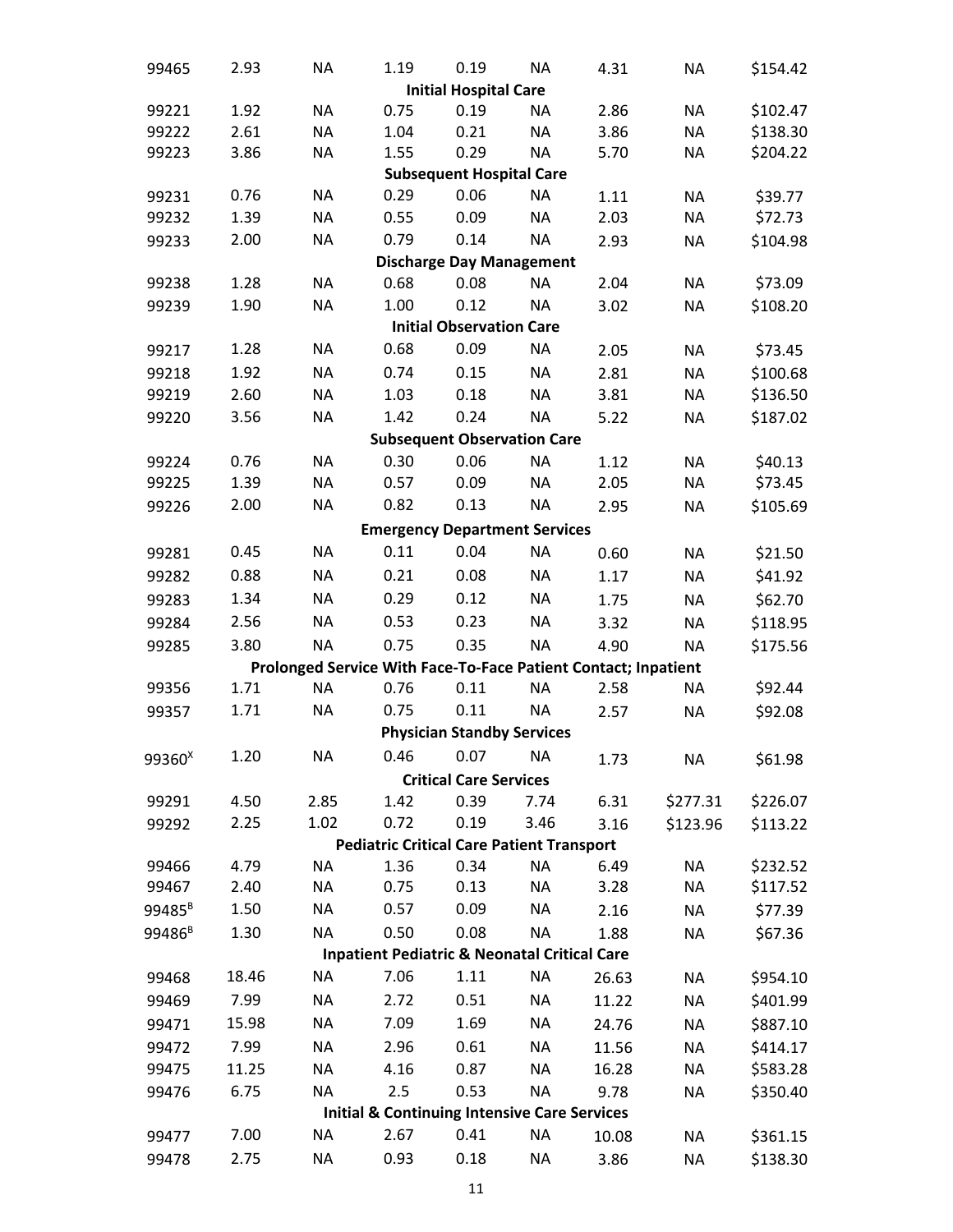| | | | | | | | | |
|---|---|---|---|---|---|---|---|---|
| 99465 | 2.93 | NA | 1.19 | 0.19 | NA | 4.31 | NA | $154.42 |
| **Initial Hospital Care** | | | | | | | | |
| 99221 | 1.92 | NA | 0.75 | 0.19 | NA | 2.86 | NA | $102.47 |
| 99222 | 2.61 | NA | 1.04 | 0.21 | NA | 3.86 | NA | $138.30 |
| 99223 | 3.86 | NA | 1.55 | 0.29 | NA | 5.70 | NA | $204.22 |
| **Subsequent Hospital Care** | | | | | | | | |
| 99231 | 0.76 | NA | 0.29 | 0.06 | NA | 1.11 | NA | $39.77 |
| 99232 | 1.39 | NA | 0.55 | 0.09 | NA | 2.03 | NA | $72.73 |
| 99233 | 2.00 | NA | 0.79 | 0.14 | NA | 2.93 | NA | $104.98 |
| **Discharge Day Management** | | | | | | | | |
| 99238 | 1.28 | NA | 0.68 | 0.08 | NA | 2.04 | NA | $73.09 |
| 99239 | 1.90 | NA | 1.00 | 0.12 | NA | 3.02 | NA | $108.20 |
| **Initial Observation Care** | | | | | | | | |
| 99217 | 1.28 | NA | 0.68 | 0.09 | NA | 2.05 | NA | $73.45 |
| 99218 | 1.92 | NA | 0.74 | 0.15 | NA | 2.81 | NA | $100.68 |
| 99219 | 2.60 | NA | 1.03 | 0.18 | NA | 3.81 | NA | $136.50 |
| 99220 | 3.56 | NA | 1.42 | 0.24 | NA | 5.22 | NA | $187.02 |
| **Subsequent Observation Care** | | | | | | | | |
| 99224 | 0.76 | NA | 0.30 | 0.06 | NA | 1.12 | NA | $40.13 |
| 99225 | 1.39 | NA | 0.57 | 0.09 | NA | 2.05 | NA | $73.45 |
| 99226 | 2.00 | NA | 0.82 | 0.13 | NA | 2.95 | NA | $105.69 |
| **Emergency Department Services** | | | | | | | | |
| 99281 | 0.45 | NA | 0.11 | 0.04 | NA | 0.60 | NA | $21.50 |
| 99282 | 0.88 | NA | 0.21 | 0.08 | NA | 1.17 | NA | $41.92 |
| 99283 | 1.34 | NA | 0.29 | 0.12 | NA | 1.75 | NA | $62.70 |
| 99284 | 2.56 | NA | 0.53 | 0.23 | NA | 3.32 | NA | $118.95 |
| 99285 | 3.80 | NA | 0.75 | 0.35 | NA | 4.90 | NA | $175.56 |
| **Prolonged Service With Face-To-Face Patient Contact; Inpatient** | | | | | | | | |
| 99356 | 1.71 | NA | 0.76 | 0.11 | NA | 2.58 | NA | $92.44 |
| 99357 | 1.71 | NA | 0.75 | 0.11 | NA | 2.57 | NA | $92.08 |
| **Physician Standby Services** | | | | | | | | |
| 99360[X] | 1.20 | NA | 0.46 | 0.07 | NA | 1.73 | NA | $61.98 |
| **Critical Care Services** | | | | | | | | |
| 99291 | 4.50 | 2.85 | 1.42 | 0.39 | 7.74 | 6.31 | $277.31 | $226.07 |
| 99292 | 2.25 | 1.02 | 0.72 | 0.19 | 3.46 | 3.16 | $123.96 | $113.22 |
| **Pediatric Critical Care Patient Transport** | | | | | | | | |
| 99466 | 4.79 | NA | 1.36 | 0.34 | NA | 6.49 | NA | $232.52 |
| 99467 | 2.40 | NA | 0.75 | 0.13 | NA | 3.28 | NA | $117.52 |
| 99485[B] | 1.50 | NA | 0.57 | 0.09 | NA | 2.16 | NA | $77.39 |
| 99486[B] | 1.30 | NA | 0.50 | 0.08 | NA | 1.88 | NA | $67.36 |
| **Inpatient Pediatric & Neonatal Critical Care** | | | | | | | | |
| 99468 | 18.46 | NA | 7.06 | 1.11 | NA | 26.63 | NA | $954.10 |
| 99469 | 7.99 | NA | 2.72 | 0.51 | NA | 11.22 | NA | $401.99 |
| 99471 | 15.98 | NA | 7.09 | 1.69 | NA | 24.76 | NA | $887.10 |
| 99472 | 7.99 | NA | 2.96 | 0.61 | NA | 11.56 | NA | $414.17 |
| 99475 | 11.25 | NA | 4.16 | 0.87 | NA | 16.28 | NA | $583.28 |
| 99476 | 6.75 | NA | 2.5 | 0.53 | NA | 9.78 | NA | $350.40 |
| **Initial & Continuing Intensive Care Services** | | | | | | | | |
| 99477 | 7.00 | NA | 2.67 | 0.41 | NA | 10.08 | NA | $361.15 |
| 99478 | 2.75 | NA | 0.93 | 0.18 | NA | 3.86 | NA | $138.30 |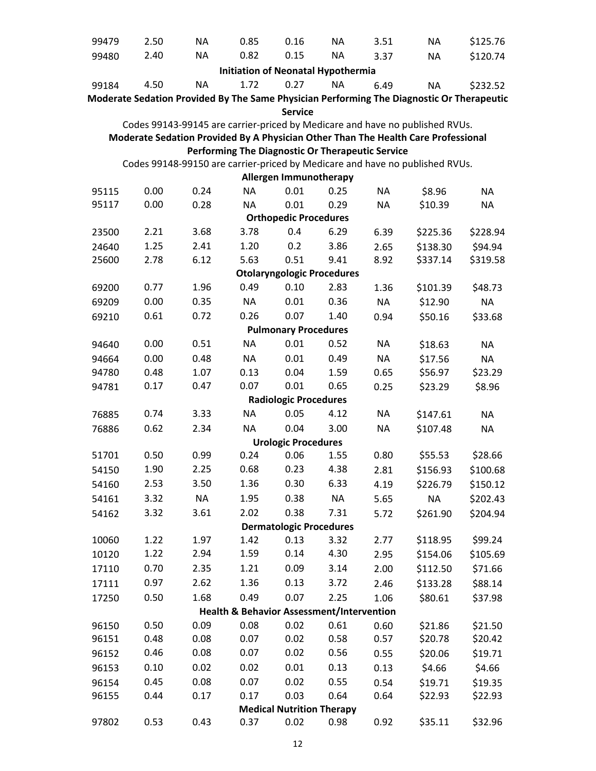| | | | | | | | | |
|---|---|---|---|---|---|---|---|---|
| 99479 | 2.50 | NA | 0.85 | 0.16 | NA | 3.51 | NA | $125.76 |
| 99480 | 2.40 | NA | 0.82 | 0.15 | NA | 3.37 | NA | $120.74 |
| **Initiation of Neonatal Hypothermia** | | | | | | | | |
| 99184 | 4.50 | NA | 1.72 | 0.27 | NA | 6.49 | NA | $232.52 |

**Moderate Sedation Provided By The Same Physician Performing The Diagnostic Or Therapeutic Service**

Codes 99143-99145 are carrier-priced by Medicare and have no published RVUs.

**Moderate Sedation Provided By A Physician Other Than The Health Care Professional Performing The Diagnostic Or Therapeutic Service**

Codes 99148-99150 are carrier-priced by Medicare and have no published RVUs.

| | | | | | | | | |
|---|---|---|---|---|---|---|---|---|
| **Allergen Immunotherapy** | | | | | | | | |
| 95115 | 0.00 | 0.24 | NA | 0.01 | 0.25 | NA | $8.96 | NA |
| 95117 | 0.00 | 0.28 | NA | 0.01 | 0.29 | NA | $10.39 | NA |
| **Orthopedic Procedures** | | | | | | | | |
| 23500 | 2.21 | 3.68 | 3.78 | 0.4 | 6.29 | 6.39 | $225.36 | $228.94 |
| 24640 | 1.25 | 2.41 | 1.20 | 0.2 | 3.86 | 2.65 | $138.30 | $94.94 |
| 25600 | 2.78 | 6.12 | 5.63 | 0.51 | 9.41 | 8.92 | $337.14 | $319.58 |
| **Otolaryngologic Procedures** | | | | | | | | |
| 69200 | 0.77 | 1.96 | 0.49 | 0.10 | 2.83 | 1.36 | $101.39 | $48.73 |
| 69209 | 0.00 | 0.35 | NA | 0.01 | 0.36 | NA | $12.90 | NA |
| 69210 | 0.61 | 0.72 | 0.26 | 0.07 | 1.40 | 0.94 | $50.16 | $33.68 |
| **Pulmonary Procedures** | | | | | | | | |
| 94640 | 0.00 | 0.51 | NA | 0.01 | 0.52 | NA | $18.63 | NA |
| 94664 | 0.00 | 0.48 | NA | 0.01 | 0.49 | NA | $17.56 | NA |
| 94780 | 0.48 | 1.07 | 0.13 | 0.04 | 1.59 | 0.65 | $56.97 | $23.29 |
| 94781 | 0.17 | 0.47 | 0.07 | 0.01 | 0.65 | 0.25 | $23.29 | $8.96 |
| **Radiologic Procedures** | | | | | | | | |
| 76885 | 0.74 | 3.33 | NA | 0.05 | 4.12 | NA | $147.61 | NA |
| 76886 | 0.62 | 2.34 | NA | 0.04 | 3.00 | NA | $107.48 | NA |
| **Urologic Procedures** | | | | | | | | |
| 51701 | 0.50 | 0.99 | 0.24 | 0.06 | 1.55 | 0.80 | $55.53 | $28.66 |
| 54150 | 1.90 | 2.25 | 0.68 | 0.23 | 4.38 | 2.81 | $156.93 | $100.68 |
| 54160 | 2.53 | 3.50 | 1.36 | 0.30 | 6.33 | 4.19 | $226.79 | $150.12 |
| 54161 | 3.32 | NA | 1.95 | 0.38 | NA | 5.65 | NA | $202.43 |
| 54162 | 3.32 | 3.61 | 2.02 | 0.38 | 7.31 | 5.72 | $261.90 | $204.94 |
| **Dermatologic Procedures** | | | | | | | | |
| 10060 | 1.22 | 1.97 | 1.42 | 0.13 | 3.32 | 2.77 | $118.95 | $99.24 |
| 10120 | 1.22 | 2.94 | 1.59 | 0.14 | 4.30 | 2.95 | $154.06 | $105.69 |
| 17110 | 0.70 | 2.35 | 1.21 | 0.09 | 3.14 | 2.00 | $112.50 | $71.66 |
| 17111 | 0.97 | 2.62 | 1.36 | 0.13 | 3.72 | 2.46 | $133.28 | $88.14 |
| 17250 | 0.50 | 1.68 | 0.49 | 0.07 | 2.25 | 1.06 | $80.61 | $37.98 |
| **Health & Behavior Assessment/Intervention** | | | | | | | | |
| 96150 | 0.50 | 0.09 | 0.08 | 0.02 | 0.61 | 0.60 | $21.86 | $21.50 |
| 96151 | 0.48 | 0.08 | 0.07 | 0.02 | 0.58 | 0.57 | $20.78 | $20.42 |
| 96152 | 0.46 | 0.08 | 0.07 | 0.02 | 0.56 | 0.55 | $20.06 | $19.71 |
| 96153 | 0.10 | 0.02 | 0.02 | 0.01 | 0.13 | 0.13 | $4.66 | $4.66 |
| 96154 | 0.45 | 0.08 | 0.07 | 0.02 | 0.55 | 0.54 | $19.71 | $19.35 |
| 96155 | 0.44 | 0.17 | 0.17 | 0.03 | 0.64 | 0.64 | $22.93 | $22.93 |
| **Medical Nutrition Therapy** | | | | | | | | |
| 97802 | 0.53 | 0.43 | 0.37 | 0.02 | 0.98 | 0.92 | $35.11 | $32.96 |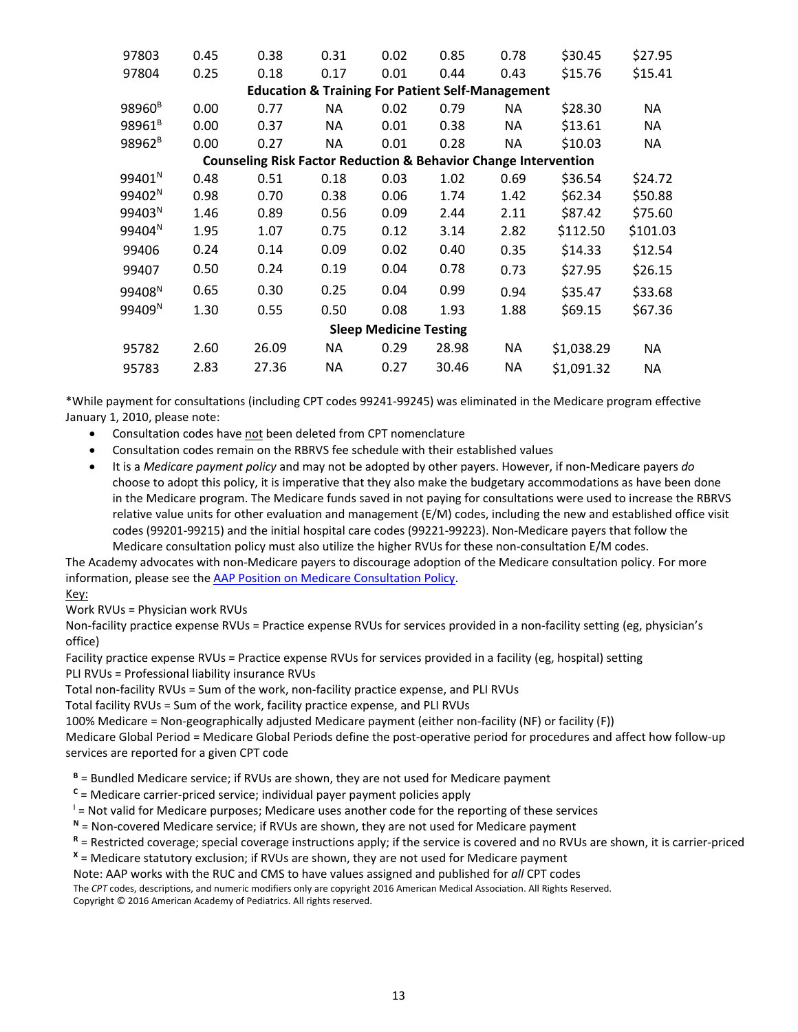| | | | | | | | | |
|---|---|---|---|---|---|---|---|---|
| 97803 | 0.45 | 0.38 | 0.31 | 0.02 | 0.85 | 0.78 | $30.45 | $27.95 |
| 97804 | 0.25 | 0.18 | 0.17 | 0.01 | 0.44 | 0.43 | $15.76 | $15.41 |
| | | | **Education & Training For Patient Self-Management** | | | | | |
| 98960[B] | 0.00 | 0.77 | NA | 0.02 | 0.79 | NA | $28.30 | NA |
| 98961[B] | 0.00 | 0.37 | NA | 0.01 | 0.38 | NA | $13.61 | NA |
| 98962[B] | 0.00 | 0.27 | NA | 0.01 | 0.28 | NA | $10.03 | NA |
| | | | **Counseling Risk Factor Reduction & Behavior Change Intervention** | | | | | |
| 99401[N] | 0.48 | 0.51 | 0.18 | 0.03 | 1.02 | 0.69 | $36.54 | $24.72 |
| 99402[N] | 0.98 | 0.70 | 0.38 | 0.06 | 1.74 | 1.42 | $62.34 | $50.88 |
| 99403[N] | 1.46 | 0.89 | 0.56 | 0.09 | 2.44 | 2.11 | $87.42 | $75.60 |
| 99404[N] | 1.95 | 1.07 | 0.75 | 0.12 | 3.14 | 2.82 | $112.50 | $101.03 |
| 99406 | 0.24 | 0.14 | 0.09 | 0.02 | 0.40 | 0.35 | $14.33 | $12.54 |
| 99407 | 0.50 | 0.24 | 0.19 | 0.04 | 0.78 | 0.73 | $27.95 | $26.15 |
| 99408[N] | 0.65 | 0.30 | 0.25 | 0.04 | 0.99 | 0.94 | $35.47 | $33.68 |
| 99409[N] | 1.30 | 0.55 | 0.50 | 0.08 | 1.93 | 1.88 | $69.15 | $67.36 |
| | | | **Sleep Medicine Testing** | | | | | |
| 95782 | 2.60 | 26.09 | NA | 0.29 | 28.98 | NA | $1,038.29 | NA |
| 95783 | 2.83 | 27.36 | NA | 0.27 | 30.46 | NA | $1,091.32 | NA |

*While payment for consultations (including CPT codes 99241-99245) was eliminated in the Medicare program effective January 1, 2010, please note:

- Consultation codes have not been deleted from CPT nomenclature
- Consultation codes remain on the RBRVS fee schedule with their established values
- It is a *Medicare payment policy* and may not be adopted by other payers. However, if non-Medicare payers *do* choose to adopt this policy, it is imperative that they also make the budgetary accommodations as have been done in the Medicare program. The Medicare funds saved in not paying for consultations were used to increase the RBRVS relative value units for other evaluation and management (E/M) codes, including the new and established office visit codes (99201-99215) and the initial hospital care codes (99221-99223). Non-Medicare payers that follow the Medicare consultation policy must also utilize the higher RVUs for these non-consultation E/M codes.

The Academy advocates with non-Medicare payers to discourage adoption of the Medicare consultation policy. For more information, please see the AAP Position on Medicare Consultation Policy.

Key:

Work RVUs = Physician work RVUs

Non-facility practice expense RVUs = Practice expense RVUs for services provided in a non-facility setting (eg, physician's office)

Facility practice expense RVUs = Practice expense RVUs for services provided in a facility (eg, hospital) setting

PLI RVUs = Professional liability insurance RVUs

Total non-facility RVUs = Sum of the work, non-facility practice expense, and PLI RVUs

Total facility RVUs = Sum of the work, facility practice expense, and PLI RVUs

100% Medicare = Non-geographically adjusted Medicare payment (either non-facility (NF) or facility (F))

Medicare Global Period = Medicare Global Periods define the post-operative period for procedures and affect how follow-up services are reported for a given CPT code

[B] = Bundled Medicare service; if RVUs are shown, they are not used for Medicare payment

[C] = Medicare carrier-priced service; individual payer payment policies apply

[I] = Not valid for Medicare purposes; Medicare uses another code for the reporting of these services

[N] = Non-covered Medicare service; if RVUs are shown, they are not used for Medicare payment

[R] = Restricted coverage; special coverage instructions apply; if the service is covered and no RVUs are shown, it is carrier-priced

[X] = Medicare statutory exclusion; if RVUs are shown, they are not used for Medicare payment

Note: AAP works with the RUC and CMS to have values assigned and published for *all* CPT codes

The *CPT* codes, descriptions, and numeric modifiers only are copyright 2016 American Medical Association. All Rights Reserved.

Copyright © 2016 American Academy of Pediatrics. All rights reserved.